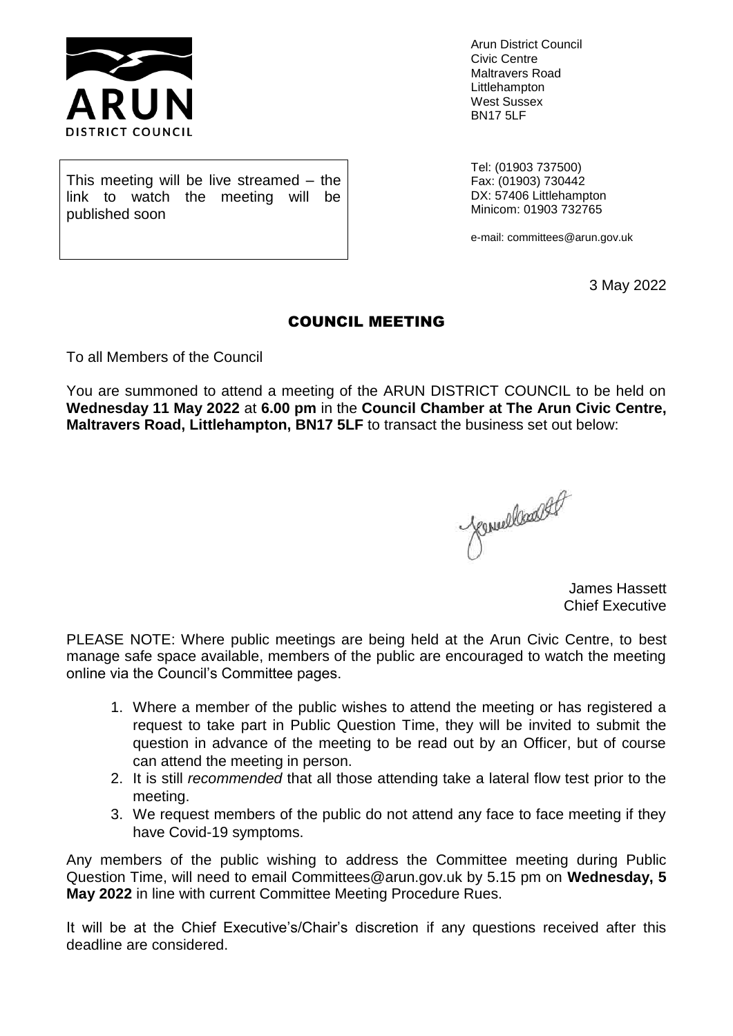Arun District Council
Civic Centre
Maltravers Road
Littlehampton
West Sussex
BN17 5LF

This meeting will be live streamed – the link to watch the meeting will be published soon

Tel: (01903 737500)
Fax: (01903) 730442
DX: 57406 Littlehampton
Minicom: 01903 732765

e-mail: committees@arun.gov.uk

3 May 2022

## COUNCIL MEETING

To all Members of the Council

You are summoned to attend a meeting of the ARUN DISTRICT COUNCIL to be held on **Wednesday 11 May 2022** at **6.00 pm** in the **Council Chamber at The Arun Civic Centre, Maltravers Road, Littlehampton, BN17 5LF** to transact the business set out below:

James Hassett
Chief Executive

PLEASE NOTE: Where public meetings are being held at the Arun Civic Centre, to best manage safe space available, members of the public are encouraged to watch the meeting online via the Council's Committee pages.

1. Where a member of the public wishes to attend the meeting or has registered a request to take part in Public Question Time, they will be invited to submit the question in advance of the meeting to be read out by an Officer, but of course can attend the meeting in person.
2. It is still *recommended* that all those attending take a lateral flow test prior to the meeting.
3. We request members of the public do not attend any face to face meeting if they have Covid-19 symptoms.

Any members of the public wishing to address the Committee meeting during Public Question Time, will need to email Committees@arun.gov.uk by 5.15 pm on **Wednesday, 5 May 2022** in line with current Committee Meeting Procedure Rues.

It will be at the Chief Executive's/Chair's discretion if any questions received after this deadline are considered.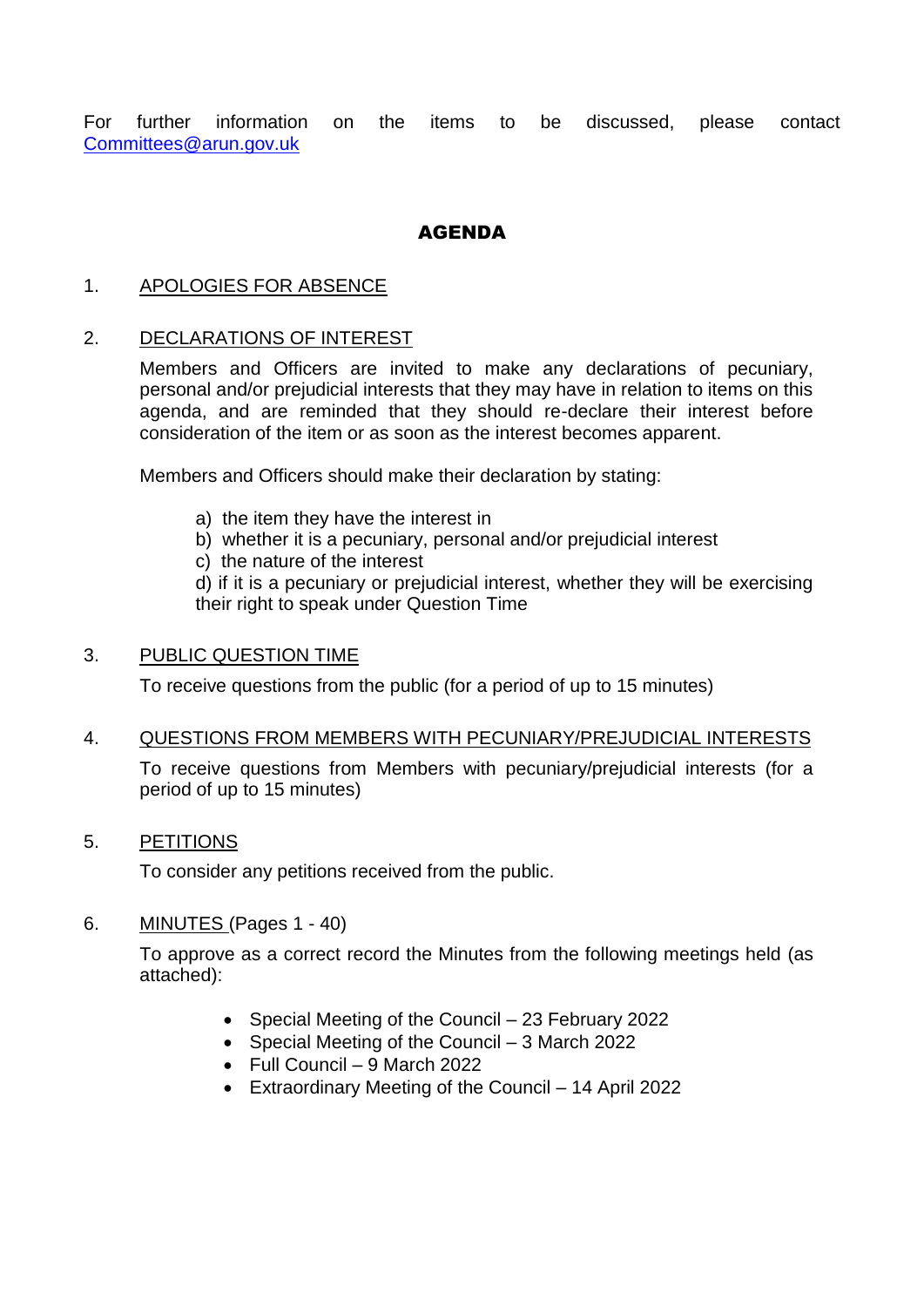For further information on the items to be discussed, please contact Committees@arun.gov.uk

## AGENDA

1. APOLOGIES FOR ABSENCE

2. DECLARATIONS OF INTEREST

   Members and Officers are invited to make any declarations of pecuniary, personal and/or prejudicial interests that they may have in relation to items on this agenda, and are reminded that they should re-declare their interest before consideration of the item or as soon as the interest becomes apparent.

   Members and Officers should make their declaration by stating:

   a) the item they have the interest in
   b) whether it is a pecuniary, personal and/or prejudicial interest
   c) the nature of the interest
   d) if it is a pecuniary or prejudicial interest, whether they will be exercising their right to speak under Question Time

3. PUBLIC QUESTION TIME

   To receive questions from the public (for a period of up to 15 minutes)

4. QUESTIONS FROM MEMBERS WITH PECUNIARY/PREJUDICIAL INTERESTS

   To receive questions from Members with pecuniary/prejudicial interests (for a period of up to 15 minutes)

5. PETITIONS

   To consider any petitions received from the public.

6. MINUTES (Pages 1 - 40)

   To approve as a correct record the Minutes from the following meetings held (as attached):

   - Special Meeting of the Council – 23 February 2022
   - Special Meeting of the Council – 3 March 2022
   - Full Council – 9 March 2022
   - Extraordinary Meeting of the Council – 14 April 2022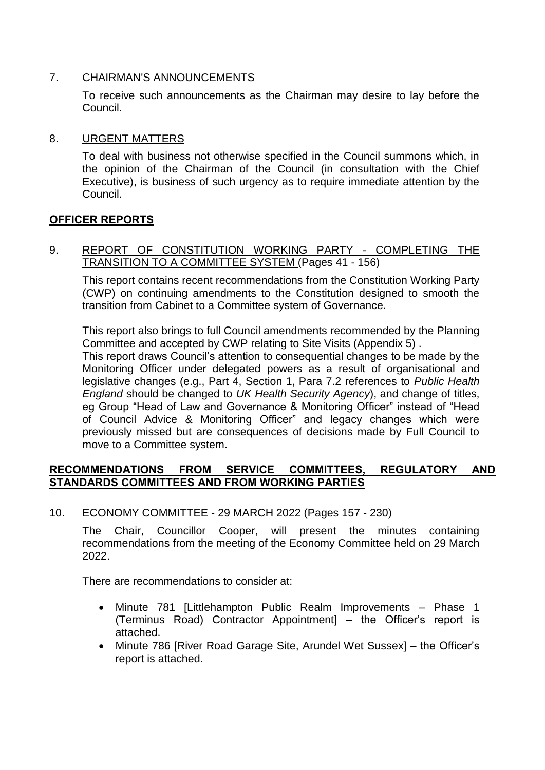7. CHAIRMAN'S ANNOUNCEMENTS

   To receive such announcements as the Chairman may desire to lay before the Council.

8. URGENT MATTERS

   To deal with business not otherwise specified in the Council summons which, in the opinion of the Chairman of the Council (in consultation with the Chief Executive), is business of such urgency as to require immediate attention by the Council.

## OFFICER REPORTS

9. REPORT OF CONSTITUTION WORKING PARTY - COMPLETING THE TRANSITION TO A COMMITTEE SYSTEM (Pages 41 - 156)

   This report contains recent recommendations from the Constitution Working Party (CWP) on continuing amendments to the Constitution designed to smooth the transition from Cabinet to a Committee system of Governance.

   This report also brings to full Council amendments recommended by the Planning Committee and accepted by CWP relating to Site Visits (Appendix 5) .

   This report draws Council's attention to consequential changes to be made by the Monitoring Officer under delegated powers as a result of organisational and legislative changes (e.g., Part 4, Section 1, Para 7.2 references to *Public Health England* should be changed to *UK Health Security Agency*), and change of titles, eg Group "Head of Law and Governance & Monitoring Officer" instead of "Head of Council Advice & Monitoring Officer" and legacy changes which were previously missed but are consequences of decisions made by Full Council to move to a Committee system.

## RECOMMENDATIONS FROM SERVICE COMMITTEES, REGULATORY AND STANDARDS COMMITTEES AND FROM WORKING PARTIES

10. ECONOMY COMMITTEE - 29 MARCH 2022 (Pages 157 - 230)

    The Chair, Councillor Cooper, will present the minutes containing recommendations from the meeting of the Economy Committee held on 29 March 2022.

    There are recommendations to consider at:

    - Minute 781 [Littlehampton Public Realm Improvements – Phase 1 (Terminus Road) Contractor Appointment] – the Officer's report is attached.
    - Minute 786 [River Road Garage Site, Arundel Wet Sussex] – the Officer's report is attached.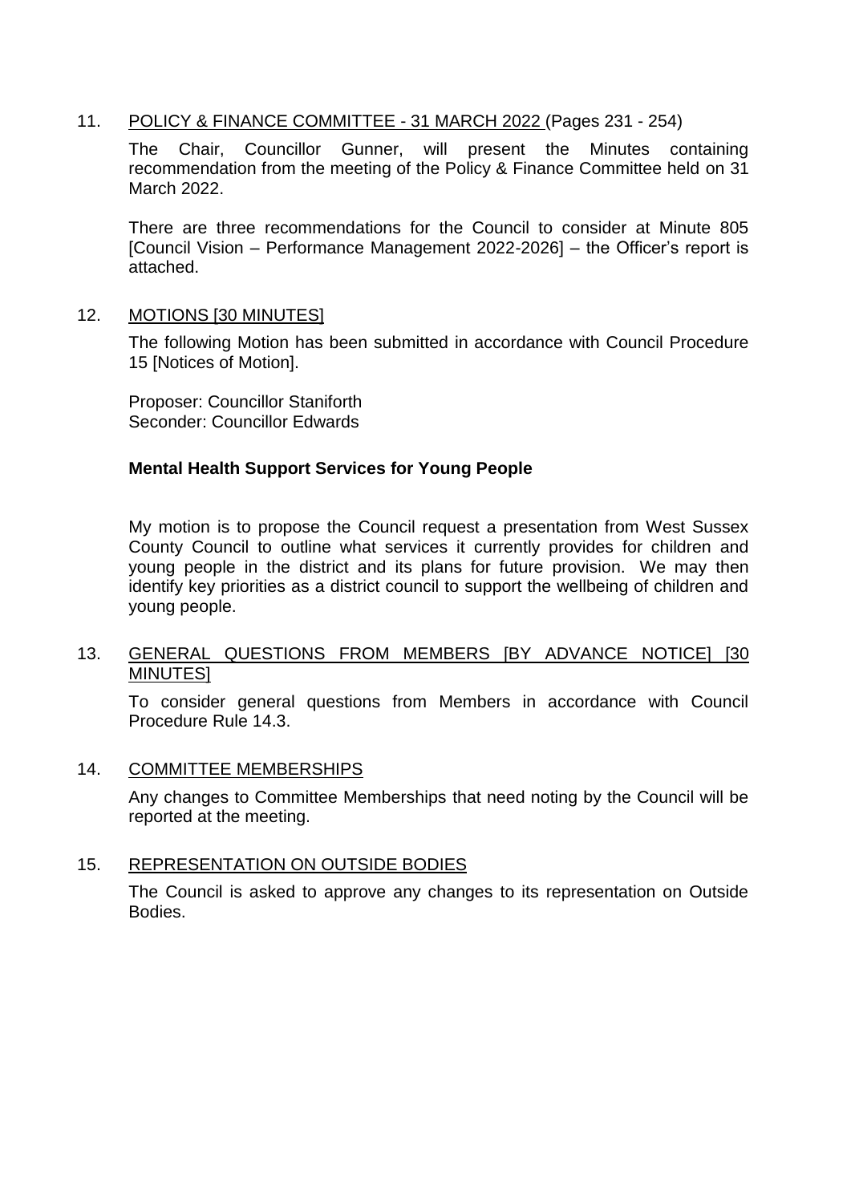11. POLICY & FINANCE COMMITTEE - 31 MARCH 2022 (Pages 231 - 254)

    The Chair, Councillor Gunner, will present the Minutes containing recommendation from the meeting of the Policy & Finance Committee held on 31 March 2022.

    There are three recommendations for the Council to consider at Minute 805 [Council Vision – Performance Management 2022-2026] – the Officer's report is attached.

12. MOTIONS [30 MINUTES]

    The following Motion has been submitted in accordance with Council Procedure 15 [Notices of Motion].

    Proposer: Councillor Staniforth
    Seconder: Councillor Edwards

    **Mental Health Support Services for Young People**

    My motion is to propose the Council request a presentation from West Sussex County Council to outline what services it currently provides for children and young people in the district and its plans for future provision. We may then identify key priorities as a district council to support the wellbeing of children and young people.

13. GENERAL QUESTIONS FROM MEMBERS [BY ADVANCE NOTICE] [30 MINUTES]

    To consider general questions from Members in accordance with Council Procedure Rule 14.3.

14. COMMITTEE MEMBERSHIPS

    Any changes to Committee Memberships that need noting by the Council will be reported at the meeting.

15. REPRESENTATION ON OUTSIDE BODIES

    The Council is asked to approve any changes to its representation on Outside Bodies.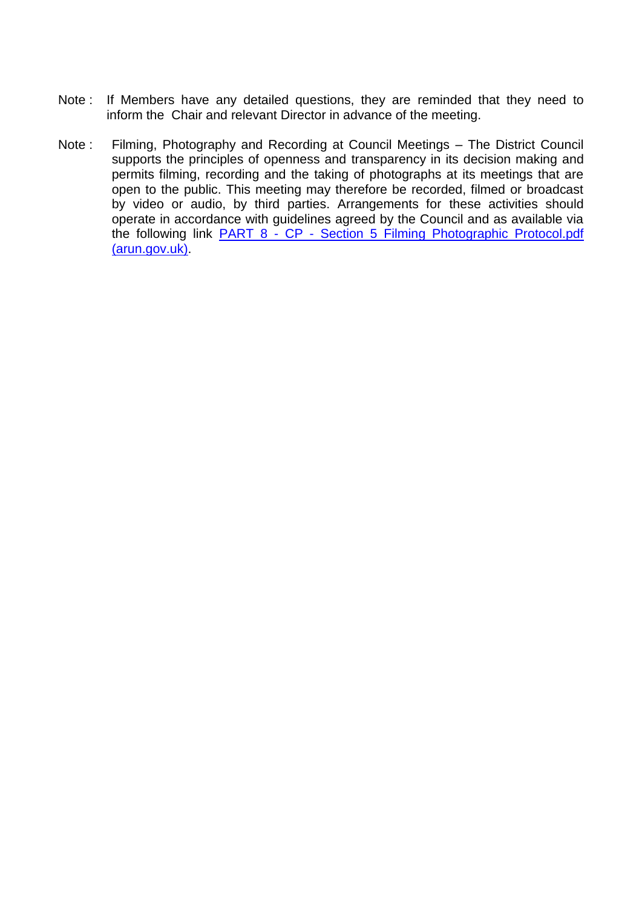Note : If Members have any detailed questions, they are reminded that they need to inform the Chair and relevant Director in advance of the meeting.

Note : Filming, Photography and Recording at Council Meetings – The District Council supports the principles of openness and transparency in its decision making and permits filming, recording and the taking of photographs at its meetings that are open to the public. This meeting may therefore be recorded, filmed or broadcast by video or audio, by third parties. Arrangements for these activities should operate in accordance with guidelines agreed by the Council and as available via the following link PART 8 - CP - Section 5 Filming Photographic Protocol.pdf (arun.gov.uk).